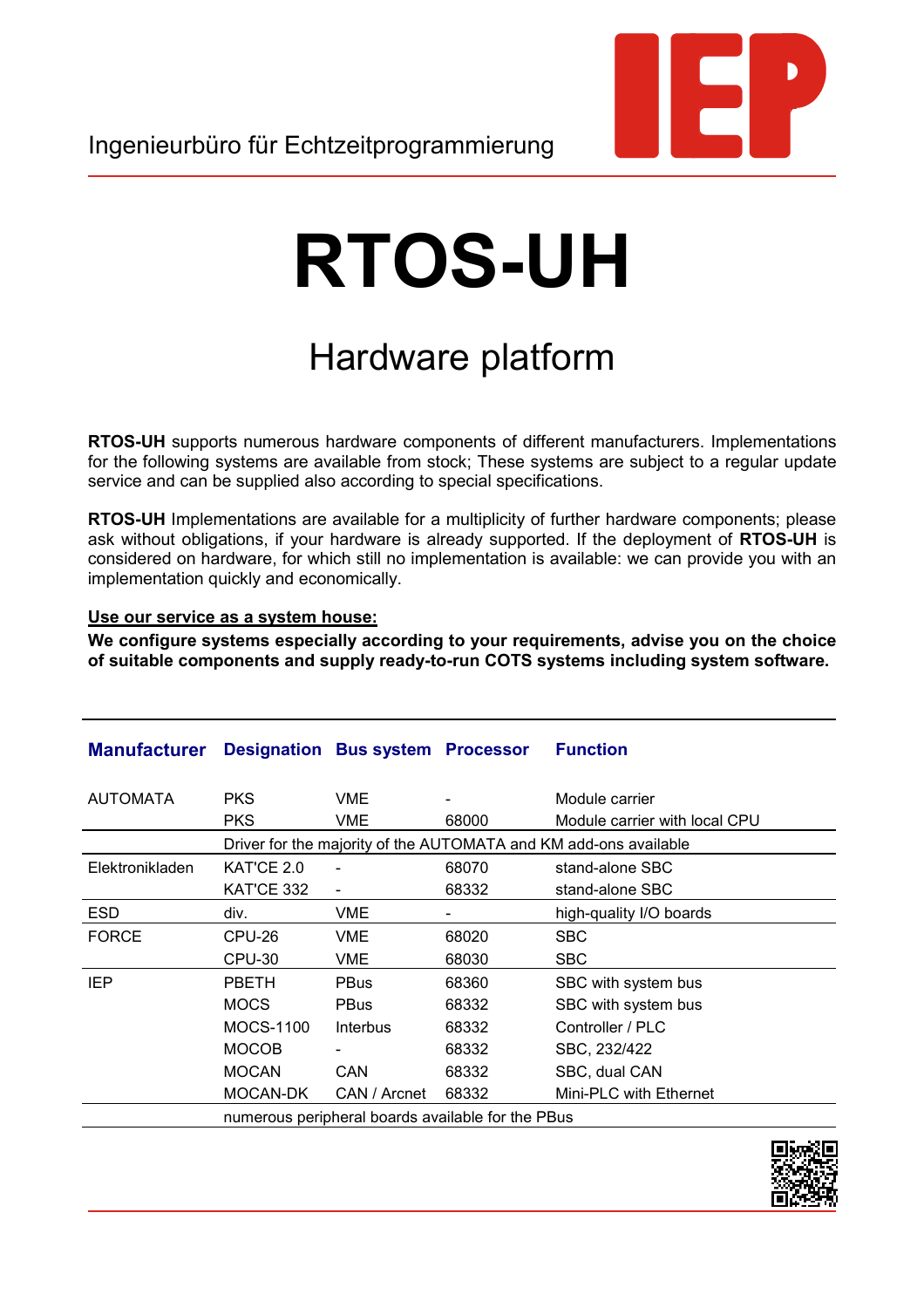Ingenieurbüro für Echtzeitprogrammierung

# RTOS-UH

## Hardware platform

**RTOS-UH** supports numerous hardware components of different manufacturers. Implementations for the following systems are available from stock; These systems are subject to a regular update service and can be supplied also according to special specifications.

**RTOS-UH** Implementations are available for a multiplicity of further hardware components; please ask without obligations, if your hardware is already supported. If the deployment of **RTOS-UH** is considered on hardware, for which still no implementation is available: we can provide you with an implementation quickly and economically.

**Use our service as a system house:**

**We configure systems especially according to your requirements, advise you on the choice of suitable components and supply ready-to-run COTS systems including system software.**

| Manufacturer | Designation | Bus system | Processor | Function |
|---|---|---|---|---|
| AUTOMATA | PKS | VME | - | Module carrier |
| | PKS | VME | 68000 | Module carrier with local CPU |
| | Driver for the majority of the AUTOMATA and KM add-ons available | | | |
| Elektronikladen | KAT'CE 2.0 | - | 68070 | stand-alone SBC |
| | KAT'CE 332 | - | 68332 | stand-alone SBC |
| ESD | div. | VME | - | high-quality I/O boards |
| FORCE | CPU-26 | VME | 68020 | SBC |
| | CPU-30 | VME | 68030 | SBC |
| IEP | PBETH | PBus | 68360 | SBC with system bus |
| | MOCS | PBus | 68332 | SBC with system bus |
| | MOCS-1100 | Interbus | 68332 | Controller / PLC |
| | MOCOB | - | 68332 | SBC, 232/422 |
| | MOCAN | CAN | 68332 | SBC, dual CAN |
| | MOCAN-DK | CAN / Arcnet | 68332 | Mini-PLC with Ethernet |
| | numerous peripheral boards available for the PBus | | | |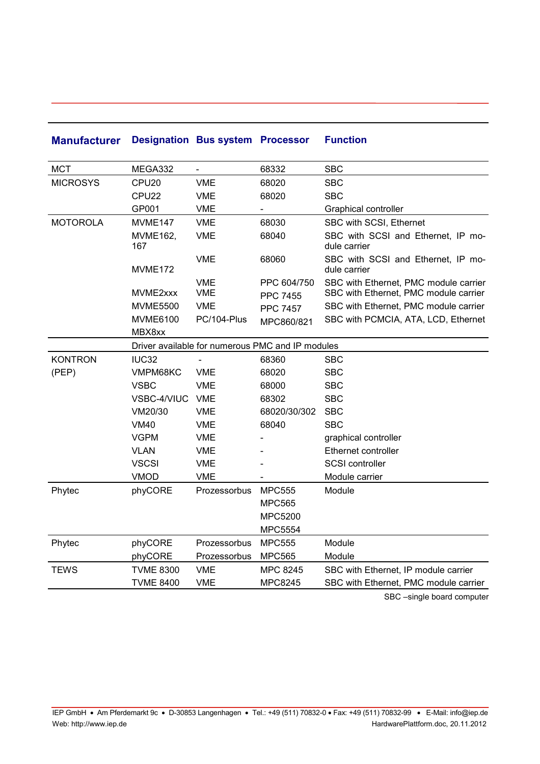| Manufacturer | Designation | Bus system | Processor | Function |
|---|---|---|---|---|
| MCT | MEGA332 | - | 68332 | SBC |
| MICROSYS | CPU20 | VME | 68020 | SBC |
| | CPU22 | VME | 68020 | SBC |
| | GP001 | VME | - | Graphical controller |
| MOTOROLA | MVME147 | VME | 68030 | SBC with SCSI, Ethernet |
| | MVME162, 167 | VME | 68040 | SBC with SCSI and Ethernet, IP module carrier |
| | MVME172 | VME | 68060 | SBC with SCSI and Ethernet, IP module carrier |
| | | VME | PPC 604/750 | SBC with Ethernet, PMC module carrier |
| | MVME2xxx | VME | PPC 7455 | SBC with Ethernet, PMC module carrier |
| | MVME5500 | VME | PPC 7457 | SBC with Ethernet, PMC module carrier |
| | MVME6100 | PC/104-Plus | MPC860/821 | SBC with PCMCIA, ATA, LCD, Ethernet |
| | MBX8xx | | | |
| | Driver available for numerous PMC and IP modules | | | |
| KONTRON (PEP) | IUC32 | - | 68360 | SBC |
| | VMPM68KC | VME | 68020 | SBC |
| | VSBC | VME | 68000 | SBC |
| | VSBC-4/VIUC | VME | 68302 | SBC |
| | VM20/30 | VME | 68020/30/302 | SBC |
| | VM40 | VME | 68040 | SBC |
| | VGPM | VME | - | graphical controller |
| | VLAN | VME | - | Ethernet controller |
| | VSCSI | VME | - | SCSI controller |
| | VMOD | VME | - | Module carrier |
| Phytec | phyCORE | Prozessorbus | MPC555 | Module |
| | | | MPC565 | |
| | | | MPC5200 | |
| | | | MPC5554 | |
| Phytec | phyCORE | Prozessorbus | MPC555 | Module |
| | phyCORE | Prozessorbus | MPC565 | Module |
| TEWS | TVME 8300 | VME | MPC 8245 | SBC with Ethernet, IP module carrier |
| | TVME 8400 | VME | MPC8245 | SBC with Ethernet, PMC module carrier |

SBC –single board computer